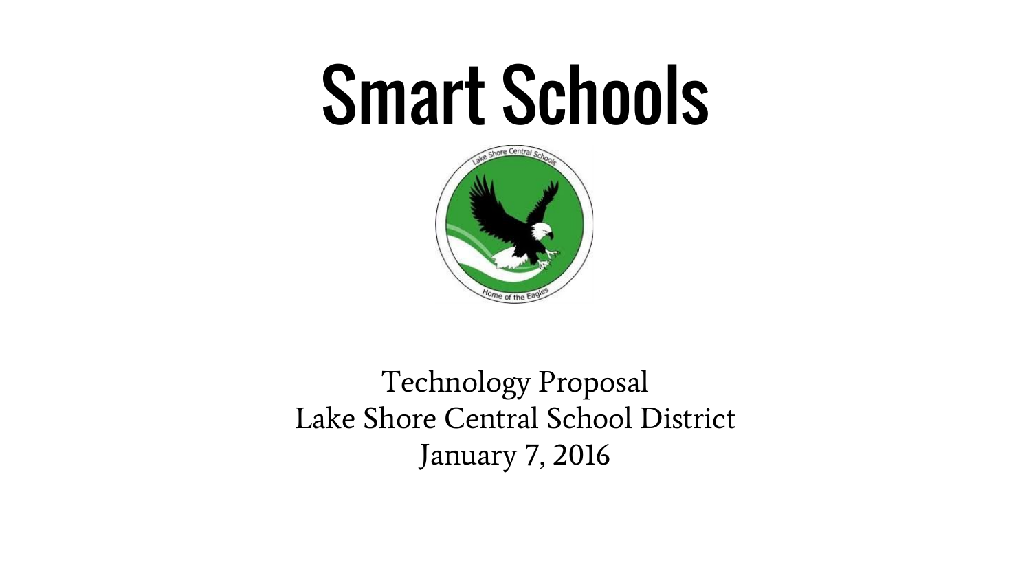# Smart Schools

Technology Proposal
Lake Shore Central School District
January 7, 2016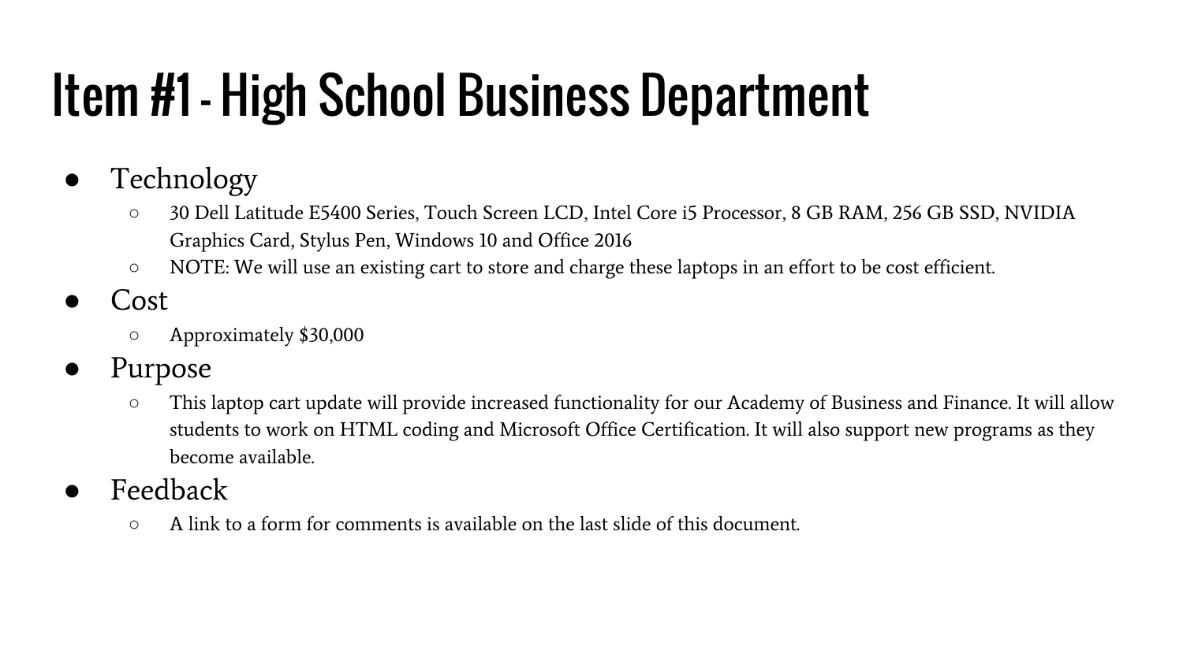# Item #1 - High School Business Department

- Technology
  - 30 Dell Latitude E5400 Series, Touch Screen LCD, Intel Core i5 Processor, 8 GB RAM, 256 GB SSD, NVIDIA Graphics Card, Stylus Pen, Windows 10 and Office 2016
  - NOTE: We will use an existing cart to store and charge these laptops in an effort to be cost efficient.
- Cost
  - Approximately $30,000
- Purpose
  - This laptop cart update will provide increased functionality for our Academy of Business and Finance. It will allow students to work on HTML coding and Microsoft Office Certification. It will also support new programs as they become available.
- Feedback
  - A link to a form for comments is available on the last slide of this document.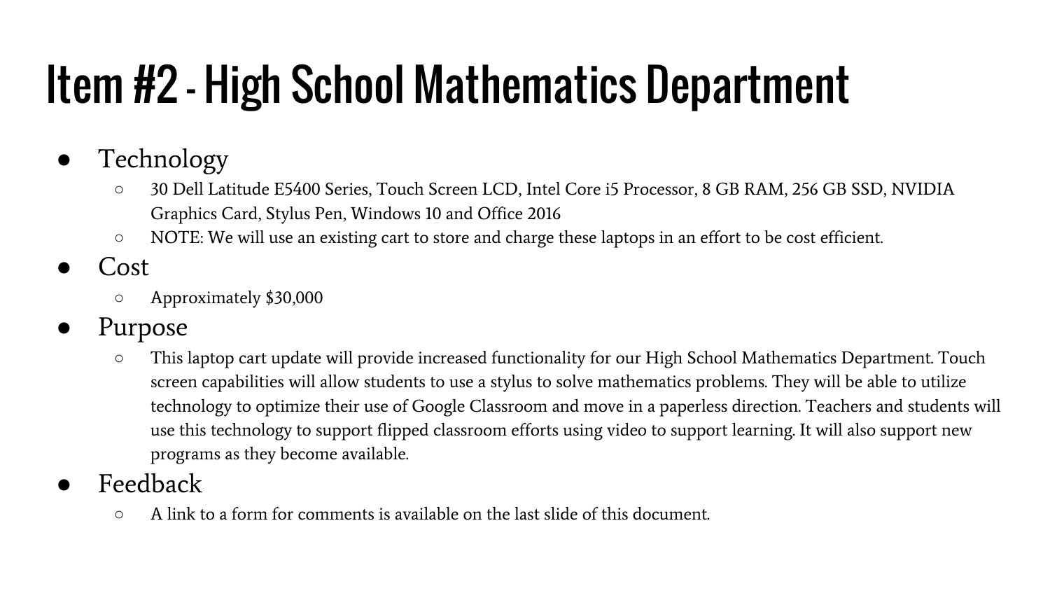# Item #2 - High School Mathematics Department

- Technology
  - 30 Dell Latitude E5400 Series, Touch Screen LCD, Intel Core i5 Processor, 8 GB RAM, 256 GB SSD, NVIDIA Graphics Card, Stylus Pen, Windows 10 and Office 2016
  - NOTE: We will use an existing cart to store and charge these laptops in an effort to be cost efficient.
- Cost
  - Approximately $30,000
- Purpose
  - This laptop cart update will provide increased functionality for our High School Mathematics Department. Touch screen capabilities will allow students to use a stylus to solve mathematics problems. They will be able to utilize technology to optimize their use of Google Classroom and move in a paperless direction. Teachers and students will use this technology to support flipped classroom efforts using video to support learning. It will also support new programs as they become available.
- Feedback
  - A link to a form for comments is available on the last slide of this document.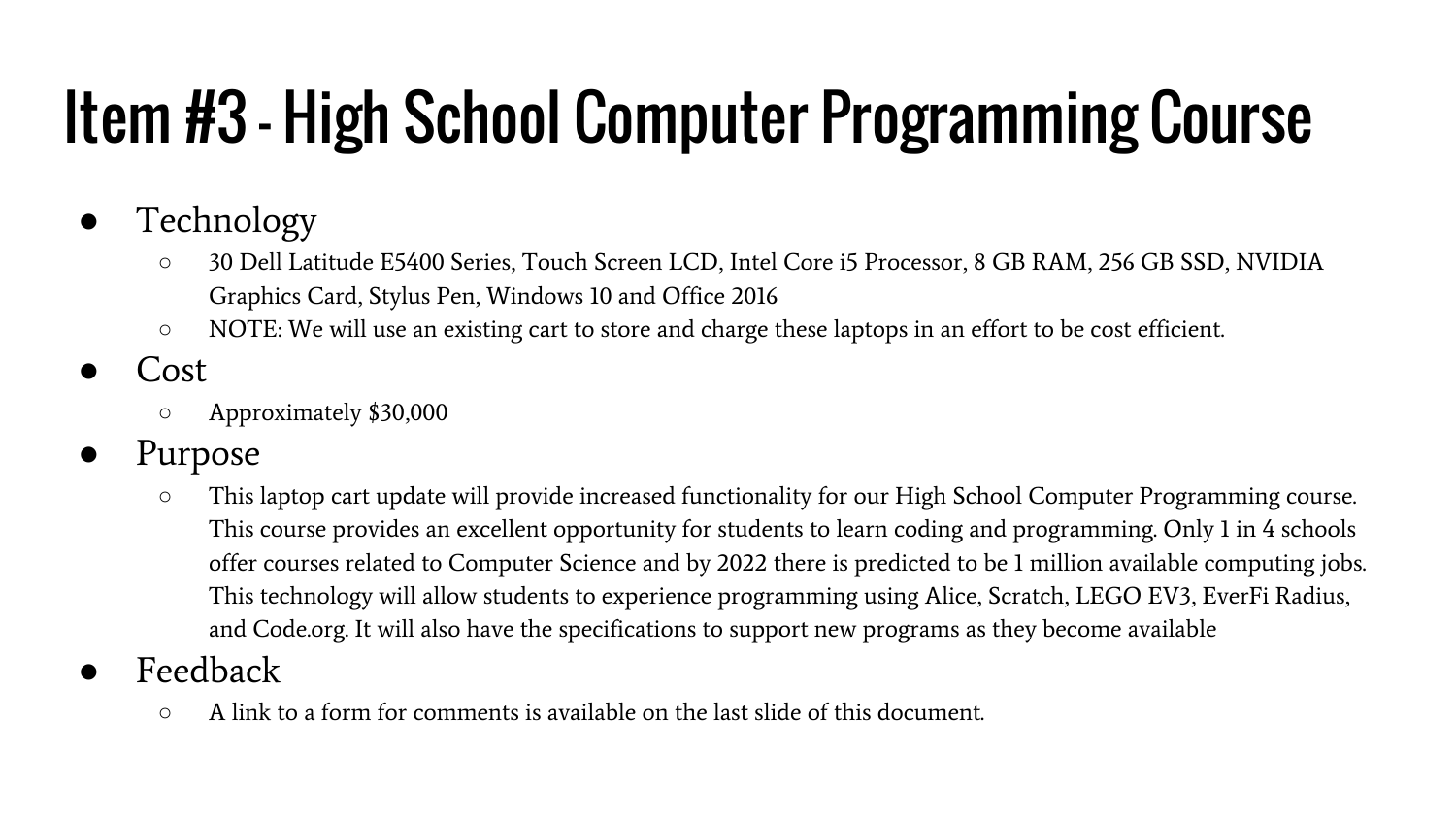# Item #3 - High School Computer Programming Course

- Technology
  - 30 Dell Latitude E5400 Series, Touch Screen LCD, Intel Core i5 Processor, 8 GB RAM, 256 GB SSD, NVIDIA Graphics Card, Stylus Pen, Windows 10 and Office 2016
  - NOTE: We will use an existing cart to store and charge these laptops in an effort to be cost efficient.
- Cost
  - Approximately $30,000
- Purpose
  - This laptop cart update will provide increased functionality for our High School Computer Programming course. This course provides an excellent opportunity for students to learn coding and programming. Only 1 in 4 schools offer courses related to Computer Science and by 2022 there is predicted to be 1 million available computing jobs. This technology will allow students to experience programming using Alice, Scratch, LEGO EV3, EverFi Radius, and Code.org. It will also have the specifications to support new programs as they become available
- Feedback
  - A link to a form for comments is available on the last slide of this document.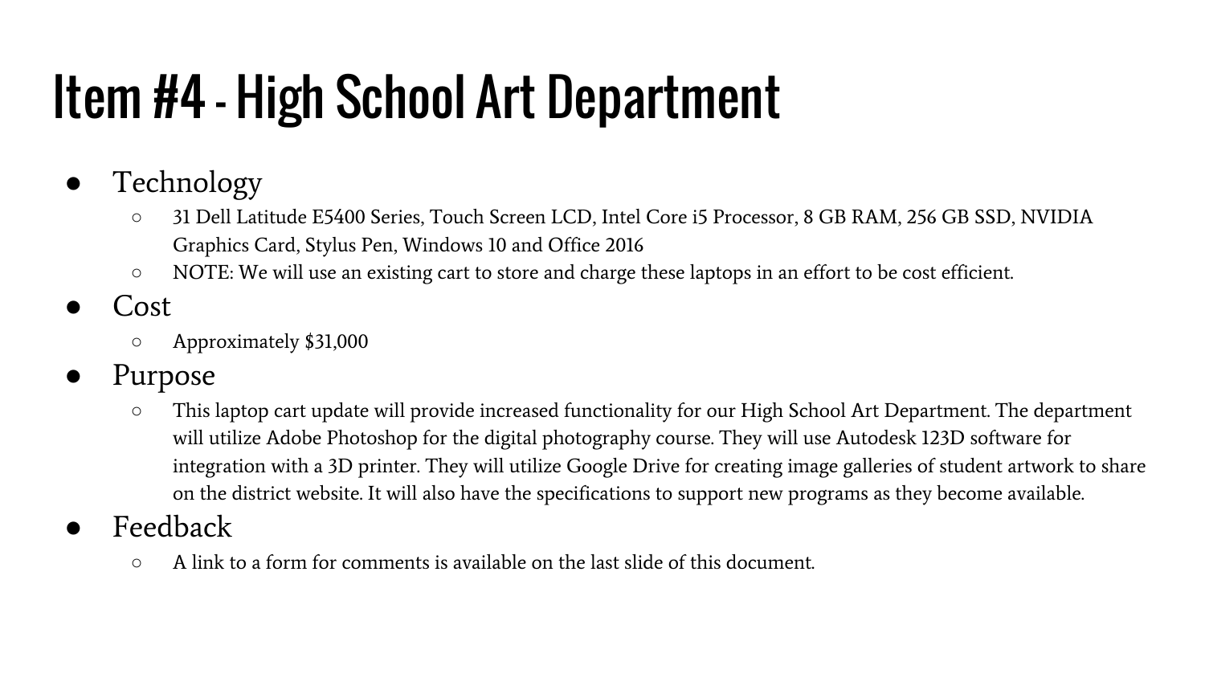# Item #4 - High School Art Department

- Technology
  - 31 Dell Latitude E5400 Series, Touch Screen LCD, Intel Core i5 Processor, 8 GB RAM, 256 GB SSD, NVIDIA Graphics Card, Stylus Pen, Windows 10 and Office 2016
  - NOTE: We will use an existing cart to store and charge these laptops in an effort to be cost efficient.
- Cost
  - Approximately $31,000
- Purpose
  - This laptop cart update will provide increased functionality for our High School Art Department. The department will utilize Adobe Photoshop for the digital photography course. They will use Autodesk 123D software for integration with a 3D printer. They will utilize Google Drive for creating image galleries of student artwork to share on the district website. It will also have the specifications to support new programs as they become available.
- Feedback
  - A link to a form for comments is available on the last slide of this document.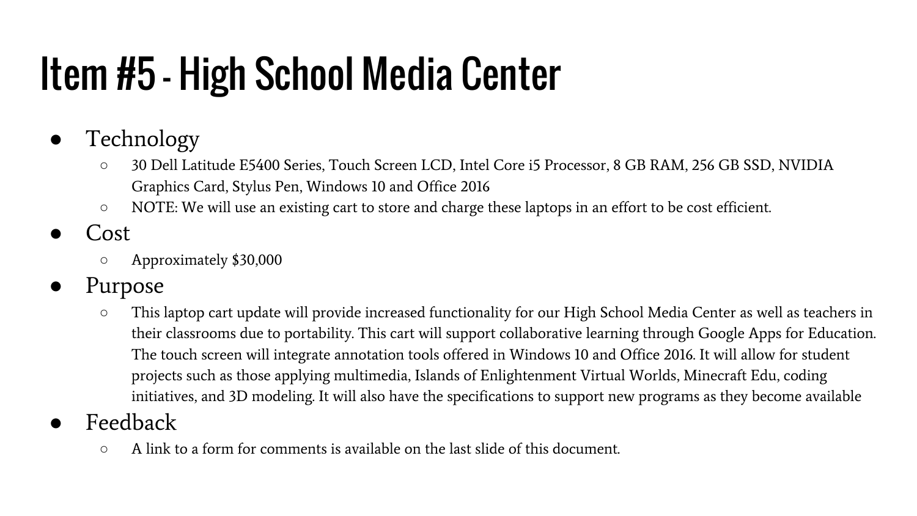# Item #5 - High School Media Center

- Technology
  - 30 Dell Latitude E5400 Series, Touch Screen LCD, Intel Core i5 Processor, 8 GB RAM, 256 GB SSD, NVIDIA Graphics Card, Stylus Pen, Windows 10 and Office 2016
  - NOTE: We will use an existing cart to store and charge these laptops in an effort to be cost efficient.
- Cost
  - Approximately $30,000
- Purpose
  - This laptop cart update will provide increased functionality for our High School Media Center as well as teachers in their classrooms due to portability. This cart will support collaborative learning through Google Apps for Education. The touch screen will integrate annotation tools offered in Windows 10 and Office 2016. It will allow for student projects such as those applying multimedia, Islands of Enlightenment Virtual Worlds, Minecraft Edu, coding initiatives, and 3D modeling. It will also have the specifications to support new programs as they become available
- Feedback
  - A link to a form for comments is available on the last slide of this document.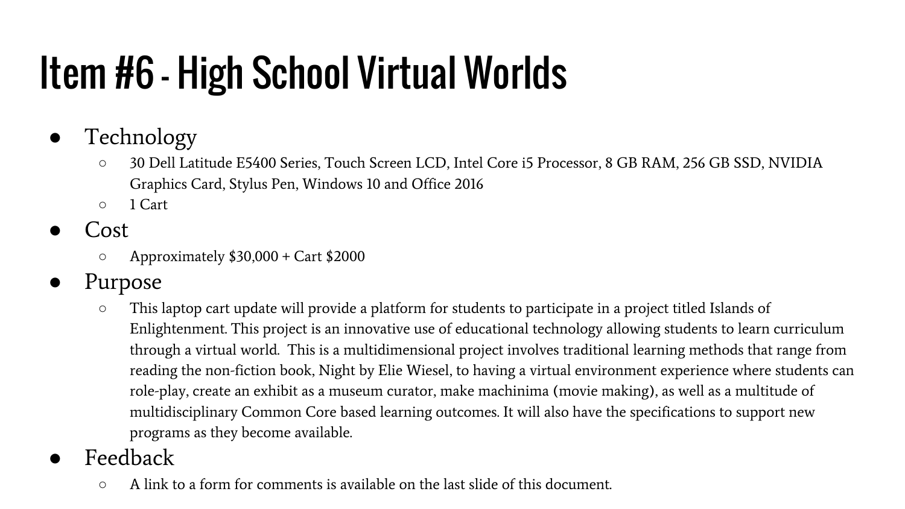# Item #6 - High School Virtual Worlds

- Technology
  - 30 Dell Latitude E5400 Series, Touch Screen LCD, Intel Core i5 Processor, 8 GB RAM, 256 GB SSD, NVIDIA Graphics Card, Stylus Pen, Windows 10 and Office 2016
  - 1 Cart
- Cost
  - Approximately $30,000 + Cart $2000
- Purpose
  - This laptop cart update will provide a platform for students to participate in a project titled Islands of Enlightenment. This project is an innovative use of educational technology allowing students to learn curriculum through a virtual world. This is a multidimensional project involves traditional learning methods that range from reading the non-fiction book, Night by Elie Wiesel, to having a virtual environment experience where students can role-play, create an exhibit as a museum curator, make machinima (movie making), as well as a multitude of multidisciplinary Common Core based learning outcomes. It will also have the specifications to support new programs as they become available.
- Feedback
  - A link to a form for comments is available on the last slide of this document.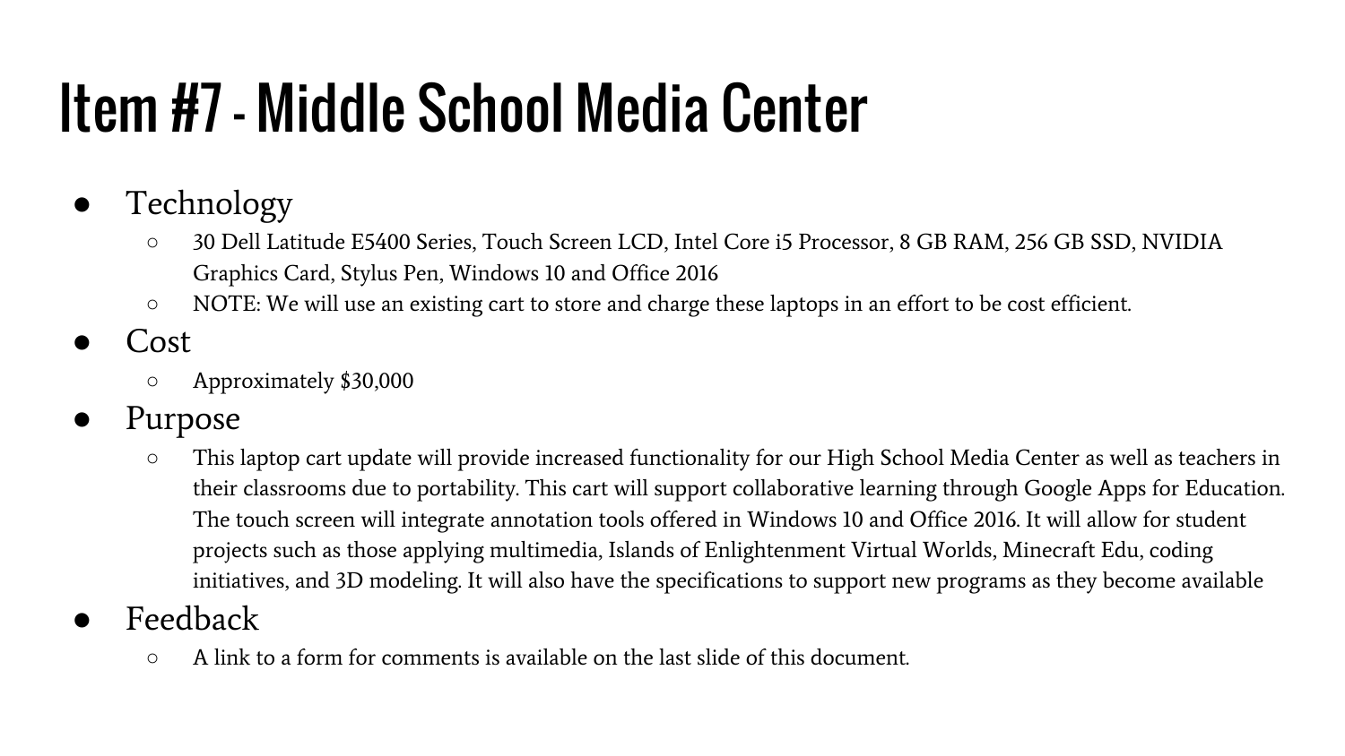# Item #7 - Middle School Media Center

- Technology
  - 30 Dell Latitude E5400 Series, Touch Screen LCD, Intel Core i5 Processor, 8 GB RAM, 256 GB SSD, NVIDIA Graphics Card, Stylus Pen, Windows 10 and Office 2016
  - NOTE: We will use an existing cart to store and charge these laptops in an effort to be cost efficient.
- Cost
  - Approximately $30,000
- Purpose
  - This laptop cart update will provide increased functionality for our High School Media Center as well as teachers in their classrooms due to portability. This cart will support collaborative learning through Google Apps for Education. The touch screen will integrate annotation tools offered in Windows 10 and Office 2016. It will allow for student projects such as those applying multimedia, Islands of Enlightenment Virtual Worlds, Minecraft Edu, coding initiatives, and 3D modeling. It will also have the specifications to support new programs as they become available
- Feedback
  - A link to a form for comments is available on the last slide of this document.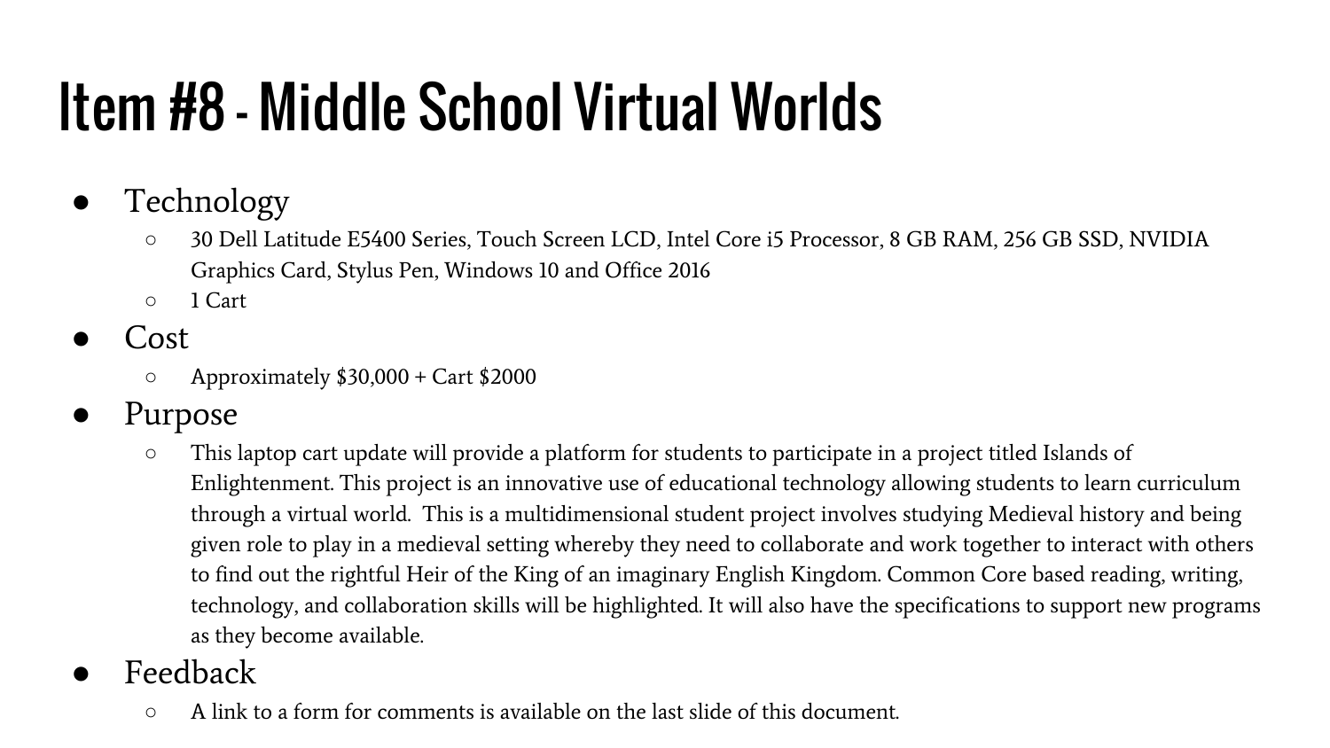# Item #8 - Middle School Virtual Worlds

- Technology
  - 30 Dell Latitude E5400 Series, Touch Screen LCD, Intel Core i5 Processor, 8 GB RAM, 256 GB SSD, NVIDIA Graphics Card, Stylus Pen, Windows 10 and Office 2016
  - 1 Cart
- Cost
  - Approximately $30,000 + Cart $2000
- Purpose
  - This laptop cart update will provide a platform for students to participate in a project titled Islands of Enlightenment. This project is an innovative use of educational technology allowing students to learn curriculum through a virtual world. This is a multidimensional student project involves studying Medieval history and being given role to play in a medieval setting whereby they need to collaborate and work together to interact with others to find out the rightful Heir of the King of an imaginary English Kingdom. Common Core based reading, writing, technology, and collaboration skills will be highlighted. It will also have the specifications to support new programs as they become available.
- Feedback
  - A link to a form for comments is available on the last slide of this document.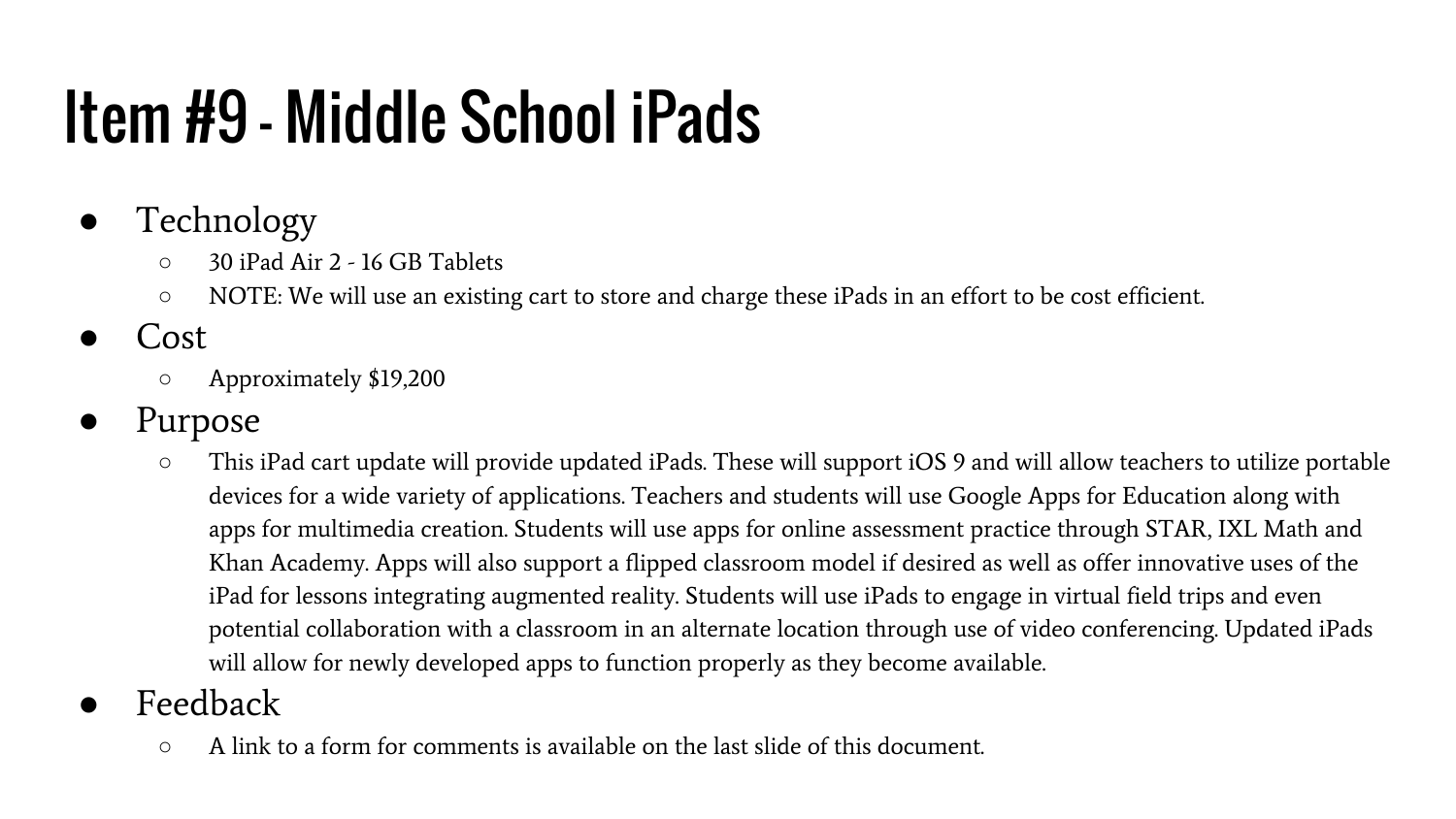# Item #9 - Middle School iPads

- Technology
  - 30 iPad Air 2 - 16 GB Tablets
  - NOTE: We will use an existing cart to store and charge these iPads in an effort to be cost efficient.
- Cost
  - Approximately $19,200
- Purpose
  - This iPad cart update will provide updated iPads. These will support iOS 9 and will allow teachers to utilize portable devices for a wide variety of applications. Teachers and students will use Google Apps for Education along with apps for multimedia creation. Students will use apps for online assessment practice through STAR, IXL Math and Khan Academy. Apps will also support a flipped classroom model if desired as well as offer innovative uses of the iPad for lessons integrating augmented reality. Students will use iPads to engage in virtual field trips and even potential collaboration with a classroom in an alternate location through use of video conferencing. Updated iPads will allow for newly developed apps to function properly as they become available.
- Feedback
  - A link to a form for comments is available on the last slide of this document.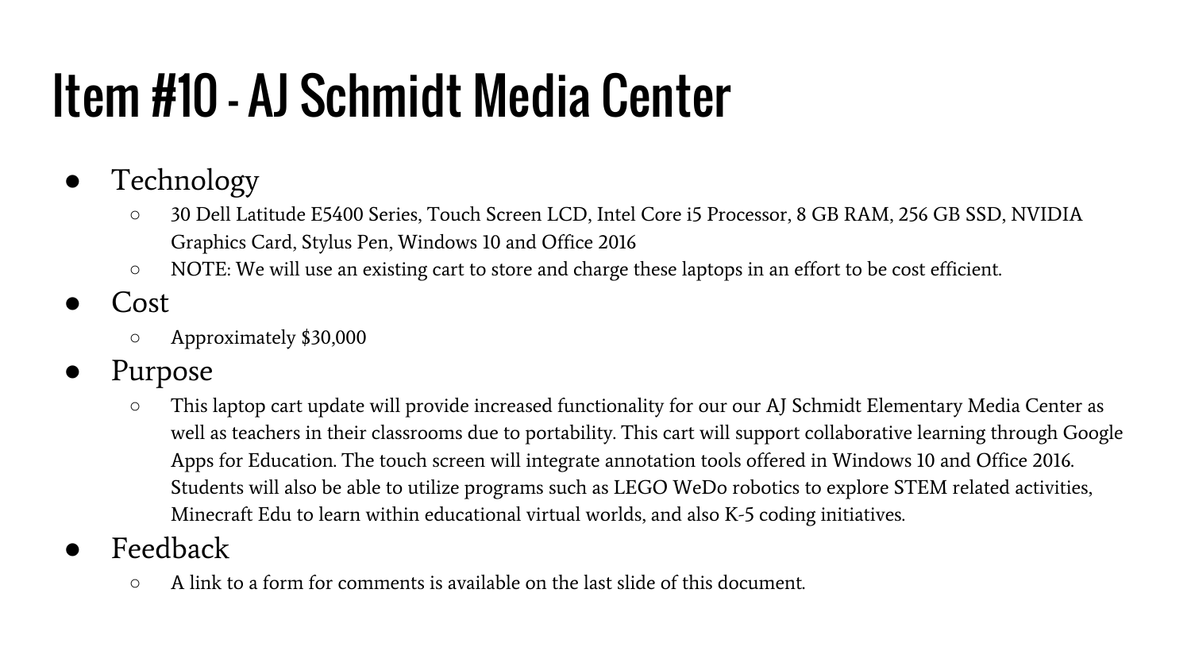# Item #10 - AJ Schmidt Media Center

- Technology
  - 30 Dell Latitude E5400 Series, Touch Screen LCD, Intel Core i5 Processor, 8 GB RAM, 256 GB SSD, NVIDIA Graphics Card, Stylus Pen, Windows 10 and Office 2016
  - NOTE: We will use an existing cart to store and charge these laptops in an effort to be cost efficient.
- Cost
  - Approximately $30,000
- Purpose
  - This laptop cart update will provide increased functionality for our our AJ Schmidt Elementary Media Center as well as teachers in their classrooms due to portability. This cart will support collaborative learning through Google Apps for Education. The touch screen will integrate annotation tools offered in Windows 10 and Office 2016. Students will also be able to utilize programs such as LEGO WeDo robotics to explore STEM related activities, Minecraft Edu to learn within educational virtual worlds, and also K-5 coding initiatives.
- Feedback
  - A link to a form for comments is available on the last slide of this document.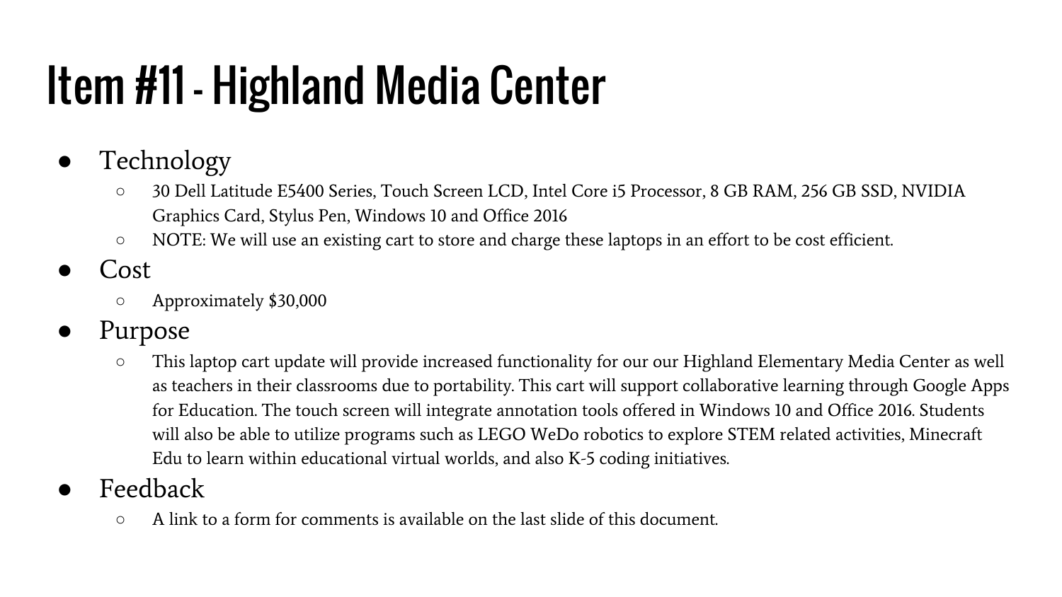# Item #11 - Highland Media Center

- Technology
  - 30 Dell Latitude E5400 Series, Touch Screen LCD, Intel Core i5 Processor, 8 GB RAM, 256 GB SSD, NVIDIA Graphics Card, Stylus Pen, Windows 10 and Office 2016
  - NOTE: We will use an existing cart to store and charge these laptops in an effort to be cost efficient.
- Cost
  - Approximately $30,000
- Purpose
  - This laptop cart update will provide increased functionality for our our Highland Elementary Media Center as well as teachers in their classrooms due to portability. This cart will support collaborative learning through Google Apps for Education. The touch screen will integrate annotation tools offered in Windows 10 and Office 2016. Students will also be able to utilize programs such as LEGO WeDo robotics to explore STEM related activities, Minecraft Edu to learn within educational virtual worlds, and also K-5 coding initiatives.
- Feedback
  - A link to a form for comments is available on the last slide of this document.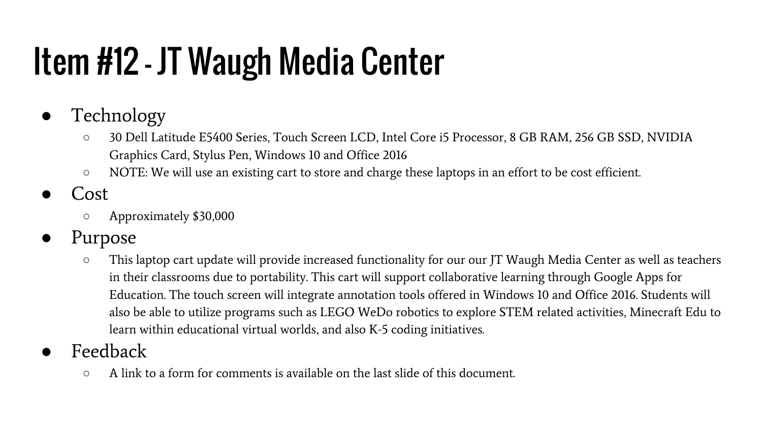# Item #12 - JT Waugh Media Center

- Technology
  - 30 Dell Latitude E5400 Series, Touch Screen LCD, Intel Core i5 Processor, 8 GB RAM, 256 GB SSD, NVIDIA Graphics Card, Stylus Pen, Windows 10 and Office 2016
  - NOTE: We will use an existing cart to store and charge these laptops in an effort to be cost efficient.
- Cost
  - Approximately $30,000
- Purpose
  - This laptop cart update will provide increased functionality for our our JT Waugh Media Center as well as teachers in their classrooms due to portability. This cart will support collaborative learning through Google Apps for Education. The touch screen will integrate annotation tools offered in Windows 10 and Office 2016. Students will also be able to utilize programs such as LEGO WeDo robotics to explore STEM related activities, Minecraft Edu to learn within educational virtual worlds, and also K-5 coding initiatives.
- Feedback
  - A link to a form for comments is available on the last slide of this document.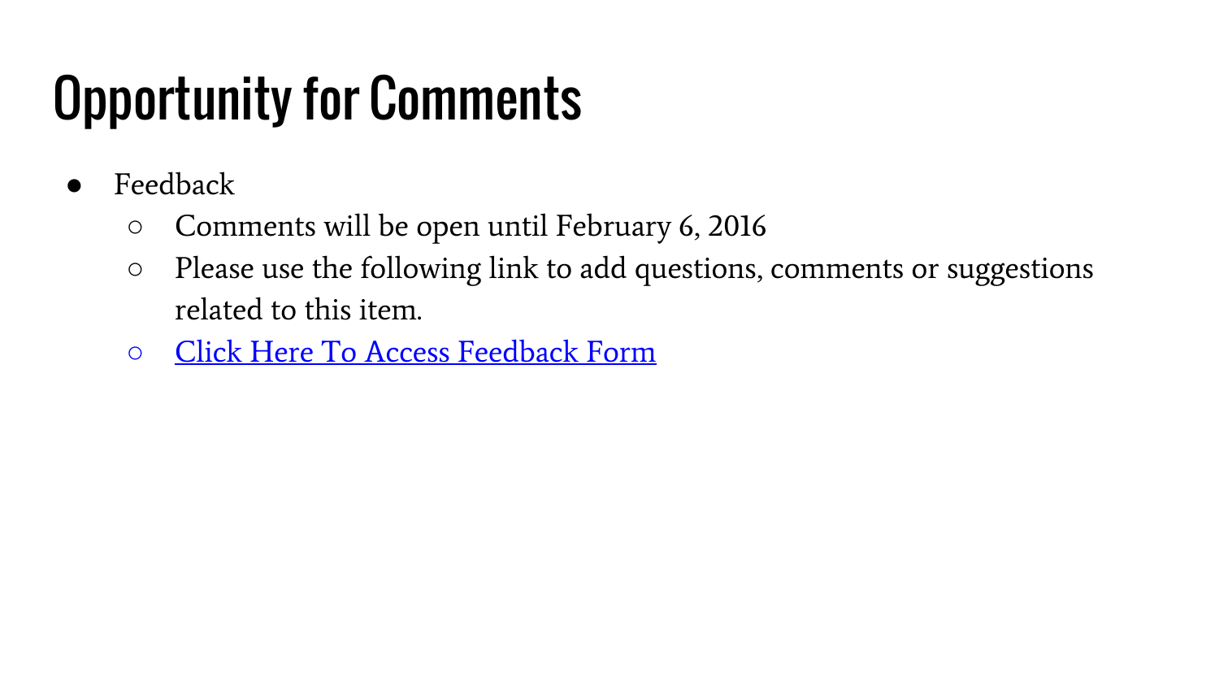# Opportunity for Comments

- Feedback
  - Comments will be open until February 6, 2016
  - Please use the following link to add questions, comments or suggestions related to this item.
  - Click Here To Access Feedback Form